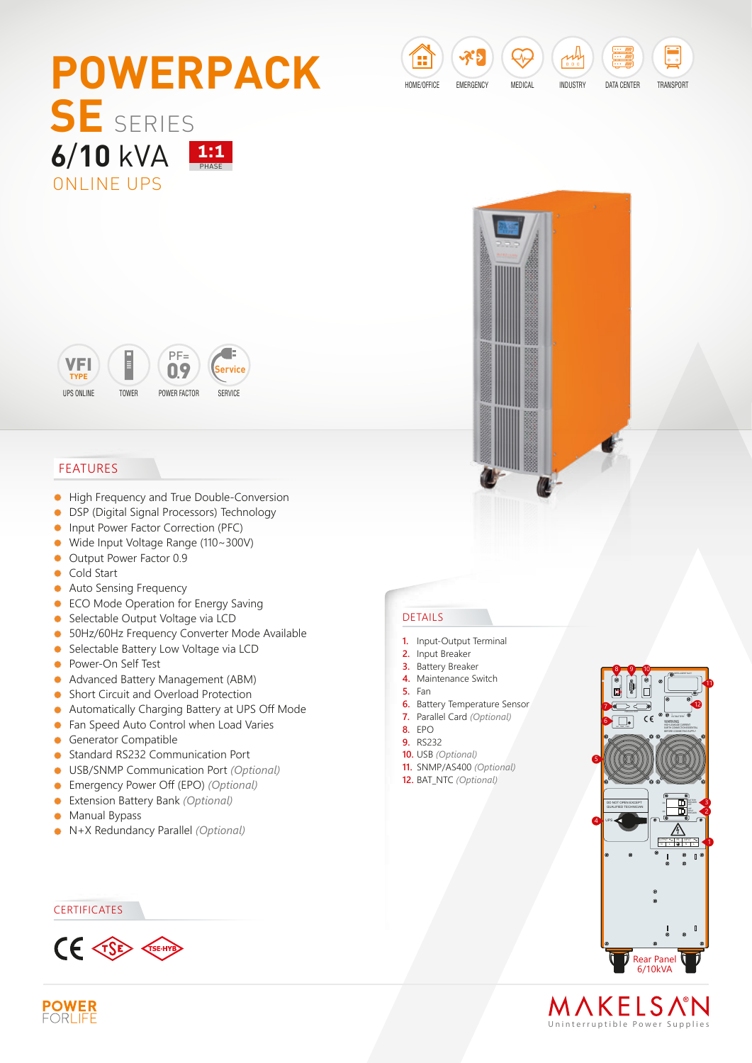# POWERPACK SE SERIES

## 6/10 kVA

1:1 PHASE

ONLINE UPS

HOME/OFFICE · EMERGENCY · MEDICAL · INDUSTRY · DATA CENTER · TRANSPORT

VFI TYPE UPS ONLINE · TOWER · PF=0.9 POWER FACTOR · Service SERVICE

## FEATURES

- High Frequency and True Double-Conversion
- DSP (Digital Signal Processors) Technology
- Input Power Factor Correction (PFC)
- Wide Input Voltage Range (110~300V)
- Output Power Factor 0.9
- Cold Start
- Auto Sensing Frequency
- ECO Mode Operation for Energy Saving
- Selectable Output Voltage via LCD
- 50Hz/60Hz Frequency Converter Mode Available
- Selectable Battery Low Voltage via LCD
- Power-On Self Test
- Advanced Battery Management (ABM)
- Short Circuit and Overload Protection
- Automatically Charging Battery at UPS Off Mode
- Fan Speed Auto Control when Load Varies
- Generator Compatible
- Standard RS232 Communication Port
- USB/SNMP Communication Port *(Optional)*
- Emergency Power Off (EPO) *(Optional)*
- Extension Battery Bank *(Optional)*
- Manual Bypass
- N+X Redundancy Parallel *(Optional)*

## DETAILS

1. Input-Output Terminal
2. Input Breaker
3. Battery Breaker
4. Maintenance Switch
5. Fan
6. Battery Temperature Sensor
7. Parallel Card *(Optional)*
8. EPO
9. RS232
10. USB *(Optional)*
11. SNMP/AS400 *(Optional)*
12. BAT_NTC *(Optional)*

Rear Panel 6/10kVA

## CERTIFICATES

CE · TSE · TSE-HYB

POWER FORLIFE

MAKELSAN® Uninterruptible Power Supplies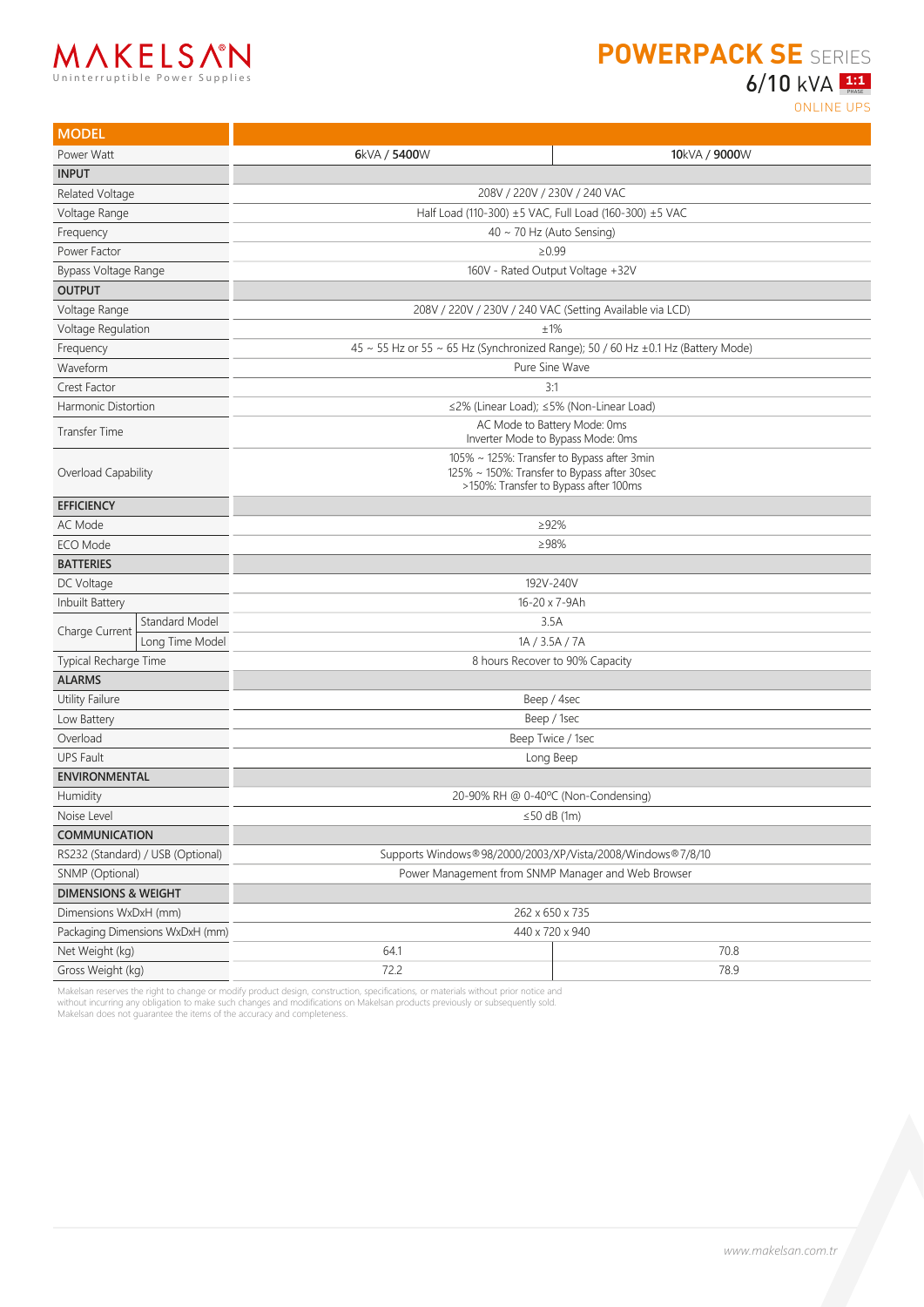# MAKELSAN

Uninterruptible Power Supplies

## POWERPACK SE SERIES

6/10 kVA 1:1 PHASE

ONLINE UPS

| MODEL | | | |
|---|---|---|---|
| Power Watt | | **6**kVA / **5400**W | **10**kVA / **9000**W |
| **INPUT** | | | |
| Related Voltage | | 208V / 220V / 230V / 240 VAC | |
| Voltage Range | | Half Load (110-300) ±5 VAC, Full Load (160-300) ±5 VAC | |
| Frequency | | 40 ~ 70 Hz (Auto Sensing) | |
| Power Factor | | ≥0.99 | |
| Bypass Voltage Range | | 160V - Rated Output Voltage +32V | |
| **OUTPUT** | | | |
| Voltage Range | | 208V / 220V / 230V / 240 VAC (Setting Available via LCD) | |
| Voltage Regulation | | ±1% | |
| Frequency | | 45 ~ 55 Hz or 55 ~ 65 Hz (Synchronized Range); 50 / 60 Hz ±0.1 Hz (Battery Mode) | |
| Waveform | | Pure Sine Wave | |
| Crest Factor | | 3:1 | |
| Harmonic Distortion | | ≤2% (Linear Load); ≤5% (Non-Linear Load) | |
| Transfer Time | | AC Mode to Battery Mode: 0ms<br>Inverter Mode to Bypass Mode: 0ms | |
| Overload Capability | | 105% ~ 125%: Transfer to Bypass after 3min<br>125% ~ 150%: Transfer to Bypass after 30sec<br>>150%: Transfer to Bypass after 100ms | |
| **EFFICIENCY** | | | |
| AC Mode | | ≥92% | |
| ECO Mode | | ≥98% | |
| **BATTERIES** | | | |
| DC Voltage | | 192V-240V | |
| Inbuilt Battery | | 16-20 x 7-9Ah | |
| Charge Current | Standard Model | 3.5A | |
| | Long Time Model | 1A / 3.5A / 7A | |
| Typical Recharge Time | | 8 hours Recover to 90% Capacity | |
| **ALARMS** | | | |
| Utility Failure | | Beep / 4sec | |
| Low Battery | | Beep / 1sec | |
| Overload | | Beep Twice / 1sec | |
| UPS Fault | | Long Beep | |
| **ENVIRONMENTAL** | | | |
| Humidity | | 20-90% RH @ 0-40ºC (Non-Condensing) | |
| Noise Level | | ≤50 dB (1m) | |
| **COMMUNICATION** | | | |
| RS232 (Standard) / USB (Optional) | | Supports Windows®98/2000/2003/XP/Vista/2008/Windows®7/8/10 | |
| SNMP (Optional) | | Power Management from SNMP Manager and Web Browser | |
| **DIMENSIONS & WEIGHT** | | | |
| Dimensions WxDxH (mm) | | 262 x 650 x 735 | |
| Packaging Dimensions WxDxH (mm) | | 440 x 720 x 940 | |
| Net Weight (kg) | | 64.1 | 70.8 |
| Gross Weight (kg) | | 72.2 | 78.9 |

Makelsan reserves the right to change or modify product design, construction, specifications, or materials without prior notice and without incurring any obligation to make such changes and modifications on Makelsan products previously or subsequently sold. Makelsan does not guarantee the items of the accuracy and completeness.

www.makelsan.com.tr